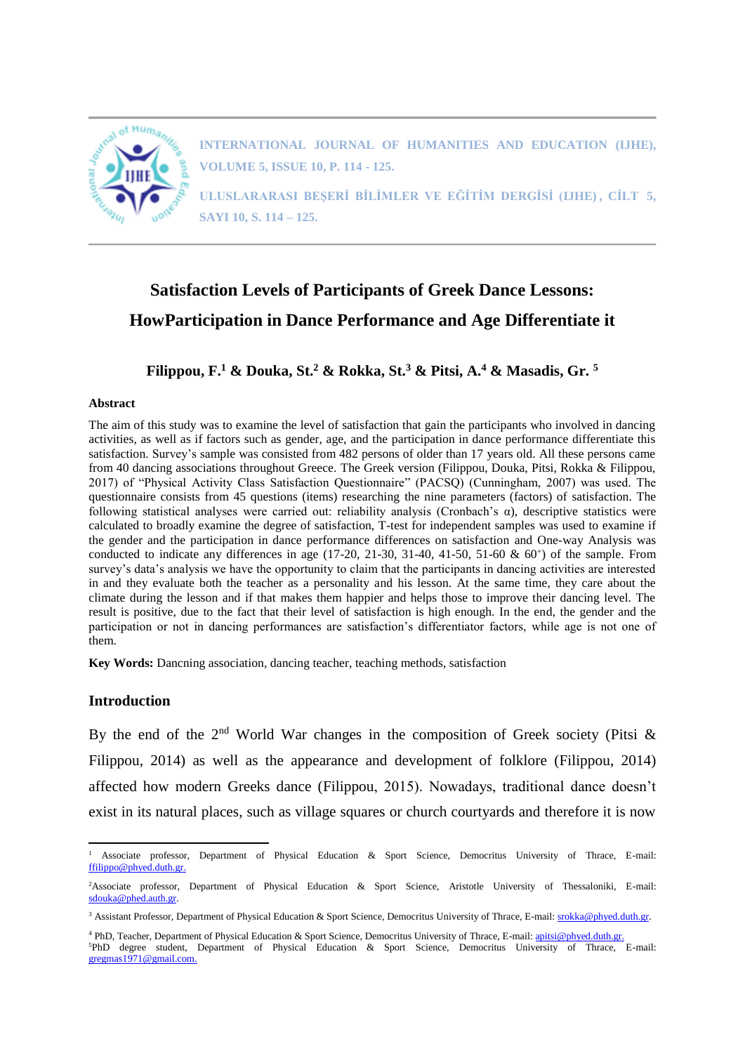# Satisfaction Levels of Participants of Greek Dance Lessons: HowParticipation in Dance Performance and Age Differentiate it

**Filippou, F.[1] & Douka, St.[2] & Rokka, St.[3] & Pitsi, A.[4] & Masadis, Gr. [5]**

**Abstract**

The aim of this study was to examine the level of satisfaction that gain the participants who involved in dancing activities, as well as if factors such as gender, age, and the participation in dance performance differentiate this satisfaction. Survey's sample was consisted from 482 persons of older than 17 years old. All these persons came from 40 dancing associations throughout Greece. The Greek version (Filippou, Douka, Pitsi, Rokka & Filippou, 2017) of "Physical Activity Class Satisfaction Questionnaire" (PACSQ) (Cunningham, 2007) was used. The questionnaire consists from 45 questions (items) researching the nine parameters (factors) of satisfaction. The following statistical analyses were carried out: reliability analysis (Cronbach's α), descriptive statistics were calculated to broadly examine the degree of satisfaction, T-test for independent samples was used to examine if the gender and the participation in dance performance differences on satisfaction and One-way Analysis was conducted to indicate any differences in age (17-20, 21-30, 31-40, 41-50, 51-60 & 60$^{+}$) of the sample. From survey's data's analysis we have the opportunity to claim that the participants in dancing activities are interested in and they evaluate both the teacher as a personality and his lesson. At the same time, they care about the climate during the lesson and if that makes them happier and helps those to improve their dancing level. The result is positive, due to the fact that their level of satisfaction is high enough. In the end, the gender and the participation or not in dancing performances are satisfaction's differentiator factors, while age is not one of them.

**Key Words:** Dancning association, dancing teacher, teaching methods, satisfaction

## Introduction

By the end of the 2nd World War changes in the composition of Greek society (Pitsi & Filippou, 2014) as well as the appearance and development of folklore (Filippou, 2014) affected how modern Greeks dance (Filippou, 2015). Nowadays, traditional dance doesn't exist in its natural places, such as village squares or church courtyards and therefore it is now

---

[1] Associate professor, Department of Physical Education & Sport Science, Democritus University of Thrace, E-mail: ffilippo@phyed.duth.gr.

[2] Associate professor, Department of Physical Education & Sport Science, Aristotle University of Thessaloniki, E-mail: sdouka@phed.auth.gr.

[3] Assistant Professor, Department of Physical Education & Sport Science, Democritus University of Thrace, E-mail: srokka@phyed.duth.gr.

[4] PhD, Teacher, Department of Physical Education & Sport Science, Democritus University of Thrace, E-mail: apitsi@phyed.duth.gr.

[5] PhD degree student, Department of Physical Education & Sport Science, Democritus University of Thrace, E-mail: gregmas1971@gmail.com.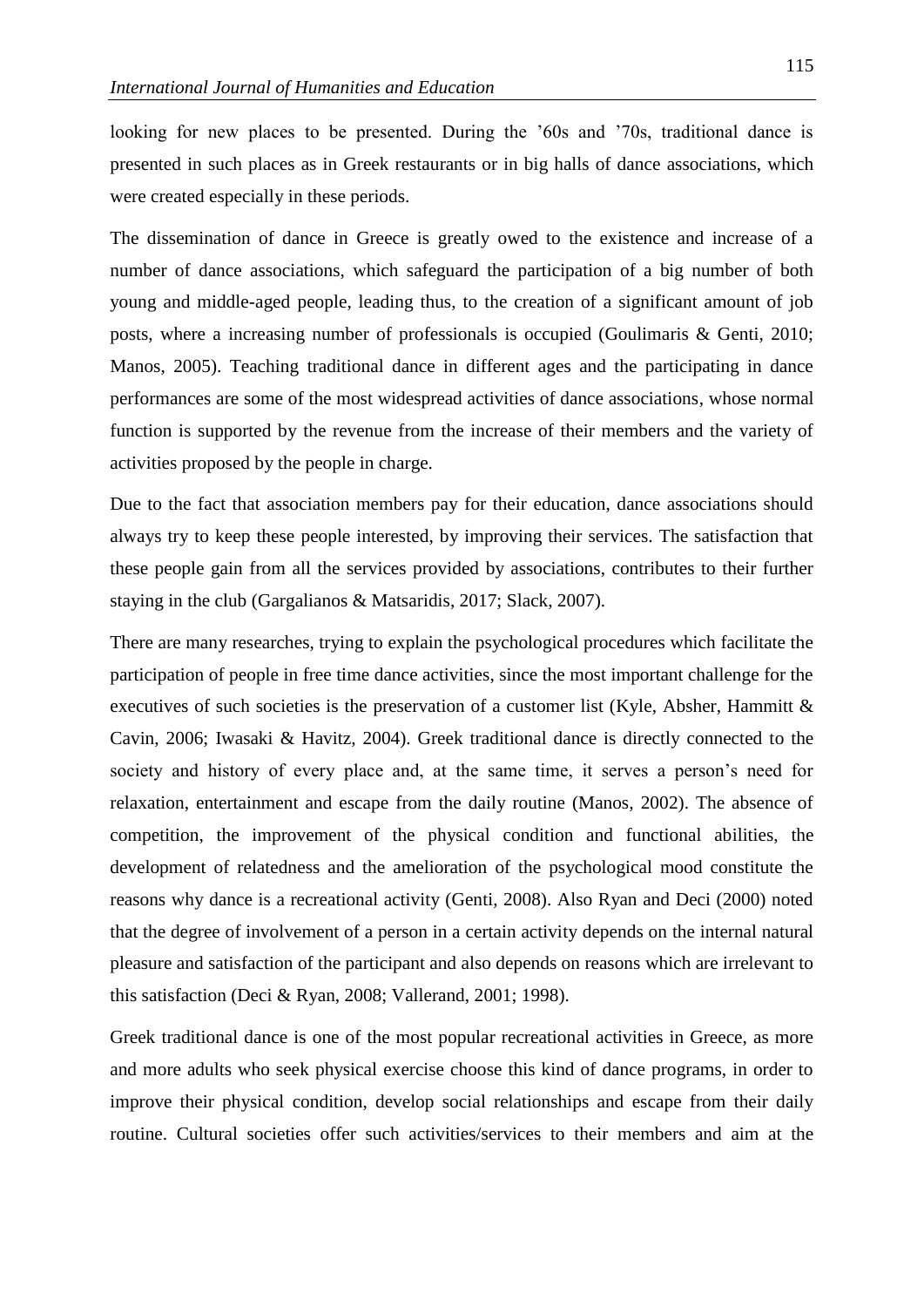looking for new places to be presented. During the ’60s and ’70s, traditional dance is presented in such places as in Greek restaurants or in big halls of dance associations, which were created especially in these periods.

The dissemination of dance in Greece is greatly owed to the existence and increase of a number of dance associations, which safeguard the participation of a big number of both young and middle-aged people, leading thus, to the creation of a significant amount of job posts, where a increasing number of professionals is occupied (Goulimaris & Genti, 2010; Manos, 2005). Teaching traditional dance in different ages and the participating in dance performances are some of the most widespread activities of dance associations, whose normal function is supported by the revenue from the increase of their members and the variety of activities proposed by the people in charge.

Due to the fact that association members pay for their education, dance associations should always try to keep these people interested, by improving their services. The satisfaction that these people gain from all the services provided by associations, contributes to their further staying in the club (Gargalianos & Matsaridis, 2017; Slack, 2007).

There are many researches, trying to explain the psychological procedures which facilitate the participation of people in free time dance activities, since the most important challenge for the executives of such societies is the preservation of a customer list (Kyle, Absher, Hammitt & Cavin, 2006; Iwasaki & Havitz, 2004). Greek traditional dance is directly connected to the society and history of every place and, at the same time, it serves a person’s need for relaxation, entertainment and escape from the daily routine (Manos, 2002). The absence of competition, the improvement of the physical condition and functional abilities, the development of relatedness and the amelioration of the psychological mood constitute the reasons why dance is a recreational activity (Genti, 2008). Also Ryan and Deci (2000) noted that the degree of involvement of a person in a certain activity depends on the internal natural pleasure and satisfaction of the participant and also depends on reasons which are irrelevant to this satisfaction (Deci & Ryan, 2008; Vallerand, 2001; 1998).

Greek traditional dance is one of the most popular recreational activities in Greece, as more and more adults who seek physical exercise choose this kind of dance programs, in order to improve their physical condition, develop social relationships and escape from their daily routine. Cultural societies offer such activities/services to their members and aim at the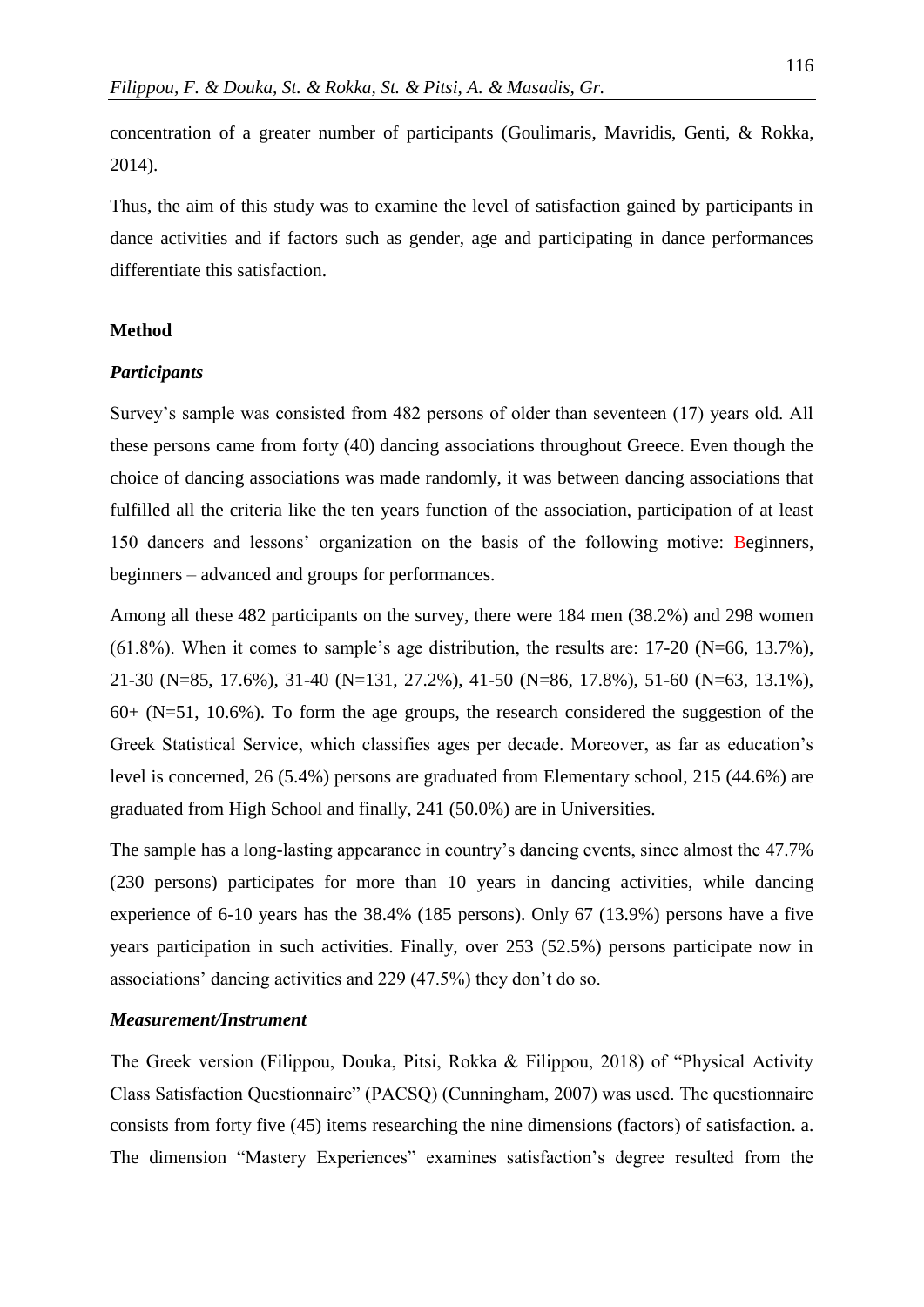concentration of a greater number of participants (Goulimaris, Mavridis, Genti, & Rokka, 2014).

Thus, the aim of this study was to examine the level of satisfaction gained by participants in dance activities and if factors such as gender, age and participating in dance performances differentiate this satisfaction.

## Method

### *Participants*

Survey's sample was consisted from 482 persons of older than seventeen (17) years old. All these persons came from forty (40) dancing associations throughout Greece. Even though the choice of dancing associations was made randomly, it was between dancing associations that fulfilled all the criteria like the ten years function of the association, participation of at least 150 dancers and lessons' organization on the basis of the following motive: Beginners, beginners – advanced and groups for performances.

Among all these 482 participants on the survey, there were 184 men (38.2%) and 298 women (61.8%). When it comes to sample's age distribution, the results are: 17-20 (N=66, 13.7%), 21-30 (N=85, 17.6%), 31-40 (N=131, 27.2%), 41-50 (N=86, 17.8%), 51-60 (N=63, 13.1%), 60+ (N=51, 10.6%). To form the age groups, the research considered the suggestion of the Greek Statistical Service, which classifies ages per decade. Moreover, as far as education's level is concerned, 26 (5.4%) persons are graduated from Elementary school, 215 (44.6%) are graduated from High School and finally, 241 (50.0%) are in Universities.

The sample has a long-lasting appearance in country's dancing events, since almost the 47.7% (230 persons) participates for more than 10 years in dancing activities, while dancing experience of 6-10 years has the 38.4% (185 persons). Only 67 (13.9%) persons have a five years participation in such activities. Finally, over 253 (52.5%) persons participate now in associations' dancing activities and 229 (47.5%) they don't do so.

### *Measurement/Instrument*

The Greek version (Filippou, Douka, Pitsi, Rokka & Filippou, 2018) of "Physical Activity Class Satisfaction Questionnaire" (PACSQ) (Cunningham, 2007) was used. The questionnaire consists from forty five (45) items researching the nine dimensions (factors) of satisfaction. a. The dimension "Mastery Experiences" examines satisfaction's degree resulted from the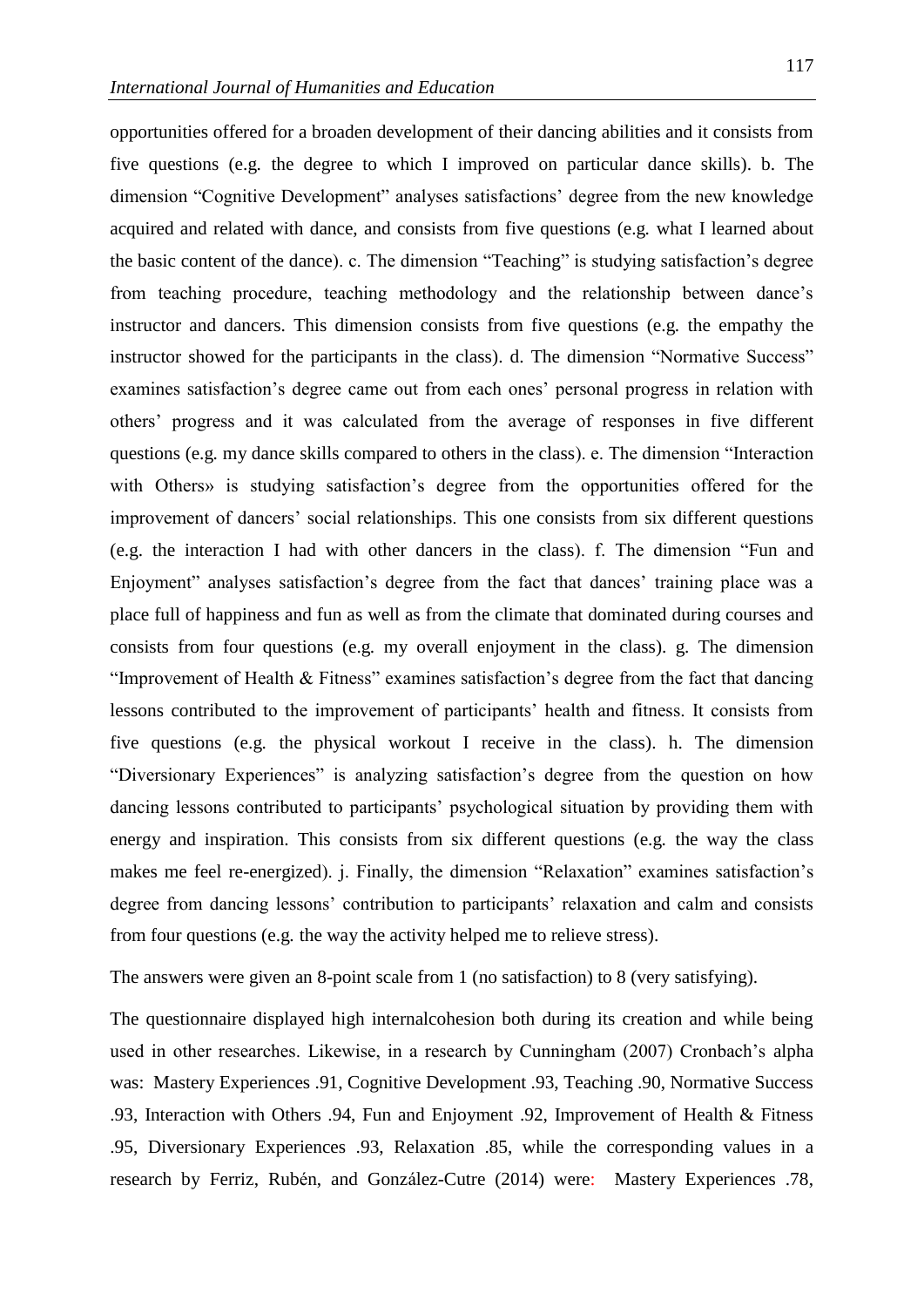opportunities offered for a broaden development of their dancing abilities and it consists from five questions (e.g. the degree to which I improved on particular dance skills). b. The dimension "Cognitive Development" analyses satisfactions' degree from the new knowledge acquired and related with dance, and consists from five questions (e.g. what I learned about the basic content of the dance). c. The dimension "Teaching" is studying satisfaction's degree from teaching procedure, teaching methodology and the relationship between dance's instructor and dancers. This dimension consists from five questions (e.g. the empathy the instructor showed for the participants in the class). d. The dimension "Normative Success" examines satisfaction's degree came out from each ones' personal progress in relation with others' progress and it was calculated from the average of responses in five different questions (e.g. my dance skills compared to others in the class). e. The dimension "Interaction with Others» is studying satisfaction's degree from the opportunities offered for the improvement of dancers' social relationships. This one consists from six different questions (e.g. the interaction I had with other dancers in the class). f. The dimension "Fun and Enjoyment" analyses satisfaction's degree from the fact that dances' training place was a place full of happiness and fun as well as from the climate that dominated during courses and consists from four questions (e.g. my overall enjoyment in the class). g. The dimension "Improvement of Health & Fitness" examines satisfaction's degree from the fact that dancing lessons contributed to the improvement of participants' health and fitness. It consists from five questions (e.g. the physical workout I receive in the class). h. The dimension "Diversionary Experiences" is analyzing satisfaction's degree from the question on how dancing lessons contributed to participants' psychological situation by providing them with energy and inspiration. This consists from six different questions (e.g. the way the class makes me feel re-energized). j. Finally, the dimension "Relaxation" examines satisfaction's degree from dancing lessons' contribution to participants' relaxation and calm and consists from four questions (e.g. the way the activity helped me to relieve stress).

The answers were given an 8-point scale from 1 (no satisfaction) to 8 (very satisfying).

The questionnaire displayed high internalcohesion both during its creation and while being used in other researches. Likewise, in a research by Cunningham (2007) Cronbach's alpha was: Mastery Experiences .91, Cognitive Development .93, Teaching .90, Normative Success .93, Interaction with Others .94, Fun and Enjoyment .92, Improvement of Health & Fitness .95, Diversionary Experiences .93, Relaxation .85, while the corresponding values in a research by Ferriz, Rubén, and González-Cutre (2014) were: Mastery Experiences .78,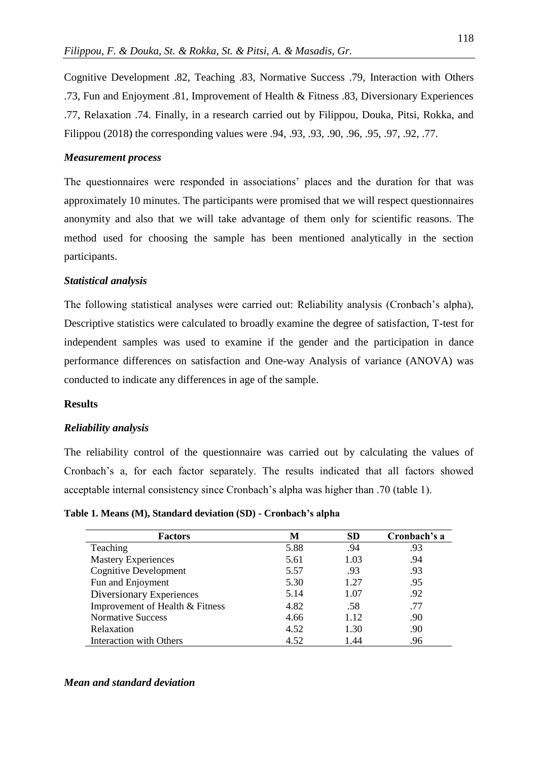Cognitive Development .82, Teaching .83, Normative Success .79, Interaction with Others .73, Fun and Enjoyment .81, Improvement of Health & Fitness .83, Diversionary Experiences .77, Relaxation .74. Finally, in a research carried out by Filippou, Douka, Pitsi, Rokka, and Filippou (2018) the corresponding values were .94, .93, .93, .90, .96, .95, .97, .92, .77.

### *Measurement process*

The questionnaires were responded in associations' places and the duration for that was approximately 10 minutes. The participants were promised that we will respect questionnaires anonymity and also that we will take advantage of them only for scientific reasons. The method used for choosing the sample has been mentioned analytically in the section participants.

### *Statistical analysis*

The following statistical analyses were carried out: Reliability analysis (Cronbach's alpha), Descriptive statistics were calculated to broadly examine the degree of satisfaction, T-test for independent samples was used to examine if the gender and the participation in dance performance differences on satisfaction and One-way Analysis of variance (ANOVA) was conducted to indicate any differences in age of the sample.

## Results

### *Reliability analysis*

The reliability control of the questionnaire was carried out by calculating the values of Cronbach's a, for each factor separately. The results indicated that all factors showed acceptable internal consistency since Cronbach's alpha was higher than .70 (table 1).

**Table 1. Means (M), Standard deviation (SD) - Cronbach's alpha**

| Factors | M | SD | Cronbach's a |
|---|---|---|---|
| Teaching | 5.88 | .94 | .93 |
| Mastery Experiences | 5.61 | 1.03 | .94 |
| Cognitive Development | 5.57 | .93 | .93 |
| Fun and Enjoyment | 5.30 | 1.27 | .95 |
| Diversionary Experiences | 5.14 | 1.07 | .92 |
| Improvement of Health & Fitness | 4.82 | .58 | .77 |
| Normative Success | 4.66 | 1.12 | .90 |
| Relaxation | 4.52 | 1.30 | .90 |
| Interaction with Others | 4.52 | 1.44 | .96 |

### *Mean and standard deviation*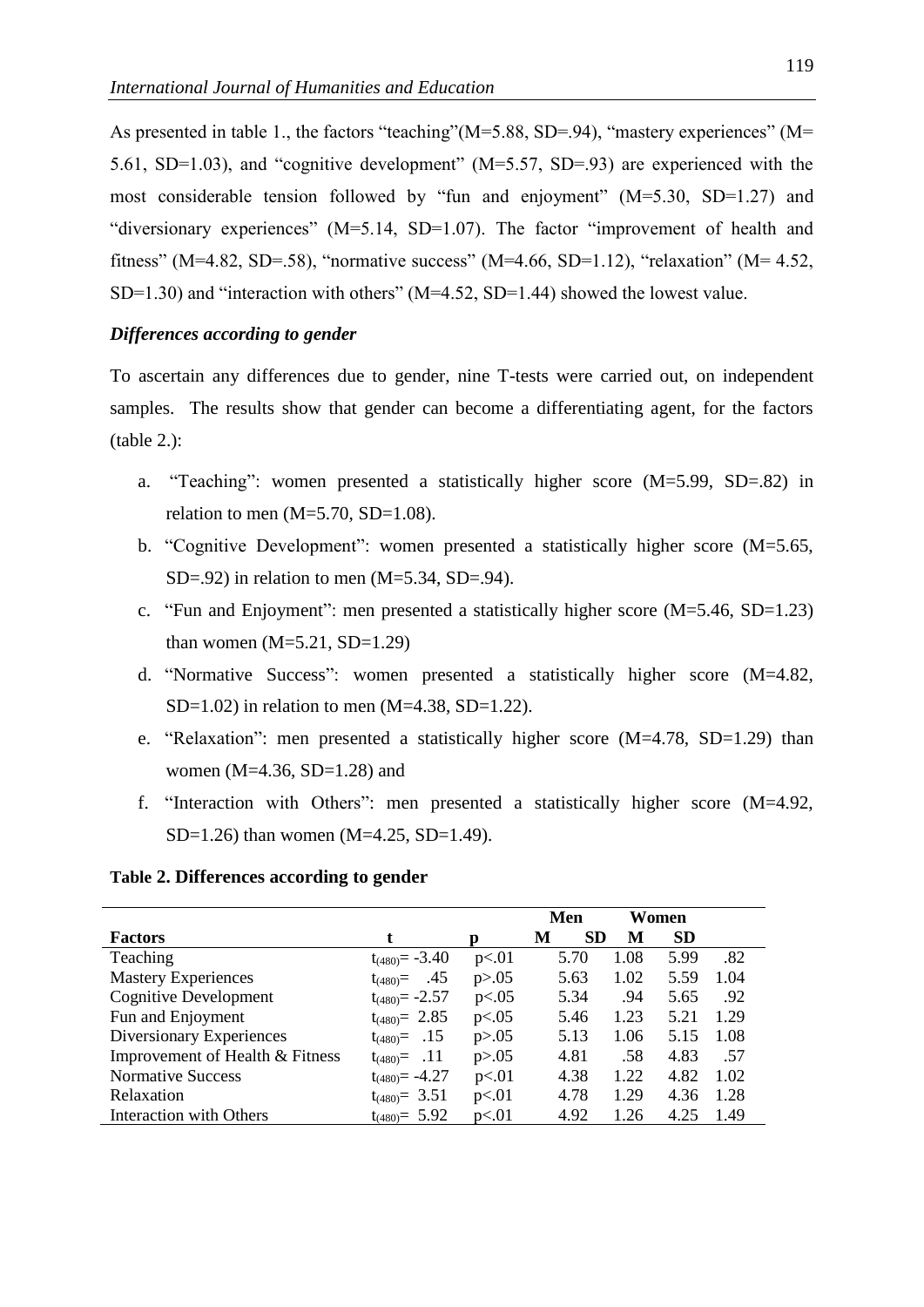As presented in table 1., the factors "teaching"(M=5.88, SD=.94), "mastery experiences" (M= 5.61, SD=1.03), and "cognitive development" (M=5.57, SD=.93) are experienced with the most considerable tension followed by "fun and enjoyment" (M=5.30, SD=1.27) and "diversionary experiences" (M=5.14, SD=1.07). The factor "improvement of health and fitness" (M=4.82, SD=.58), "normative success" (M=4.66, SD=1.12), "relaxation" (M= 4.52, SD=1.30) and "interaction with others" (M=4.52, SD=1.44) showed the lowest value.

### *Differences according to gender*

To ascertain any differences due to gender, nine T-tests were carried out, on independent samples. The results show that gender can become a differentiating agent, for the factors (table 2.):

a. "Teaching": women presented a statistically higher score (M=5.99, SD=.82) in relation to men (M=5.70, SD=1.08).
b. "Cognitive Development": women presented a statistically higher score (M=5.65, SD=.92) in relation to men (M=5.34, SD=.94).
c. "Fun and Enjoyment": men presented a statistically higher score (M=5.46, SD=1.23) than women (M=5.21, SD=1.29)
d. "Normative Success": women presented a statistically higher score (M=4.82, SD=1.02) in relation to men (M=4.38, SD=1.22).
e. "Relaxation": men presented a statistically higher score (M=4.78, SD=1.29) than women (M=4.36, SD=1.28) and
f. "Interaction with Others": men presented a statistically higher score (M=4.92, SD=1.26) than women (M=4.25, SD=1.49).

**Table 2. Differences according to gender**

| | | | Men | | Women | |
|---|---|---|---|---|---|---|
| **Factors** | **t** | **p** | **M** | **SD** | **M** | **SD** |
| Teaching | $t_{(480)}= -3.40$ | $p<.01$ | 5.70 | 1.08 | 5.99 | .82 |
| Mastery Experiences | $t_{(480)}= .45$ | $p>.05$ | 5.63 | 1.02 | 5.59 | 1.04 |
| Cognitive Development | $t_{(480)}= -2.57$ | $p<.05$ | 5.34 | .94 | 5.65 | .92 |
| Fun and Enjoyment | $t_{(480)}= 2.85$ | $p<.05$ | 5.46 | 1.23 | 5.21 | 1.29 |
| Diversionary Experiences | $t_{(480)}= .15$ | $p>.05$ | 5.13 | 1.06 | 5.15 | 1.08 |
| Improvement of Health & Fitness | $t_{(480)}= .11$ | $p>.05$ | 4.81 | .58 | 4.83 | .57 |
| Normative Success | $t_{(480)}= -4.27$ | $p<.01$ | 4.38 | 1.22 | 4.82 | 1.02 |
| Relaxation | $t_{(480)}= 3.51$ | $p<.01$ | 4.78 | 1.29 | 4.36 | 1.28 |
| Interaction with Others | $t_{(480)}= 5.92$ | $p<.01$ | 4.92 | 1.26 | 4.25 | 1.49 |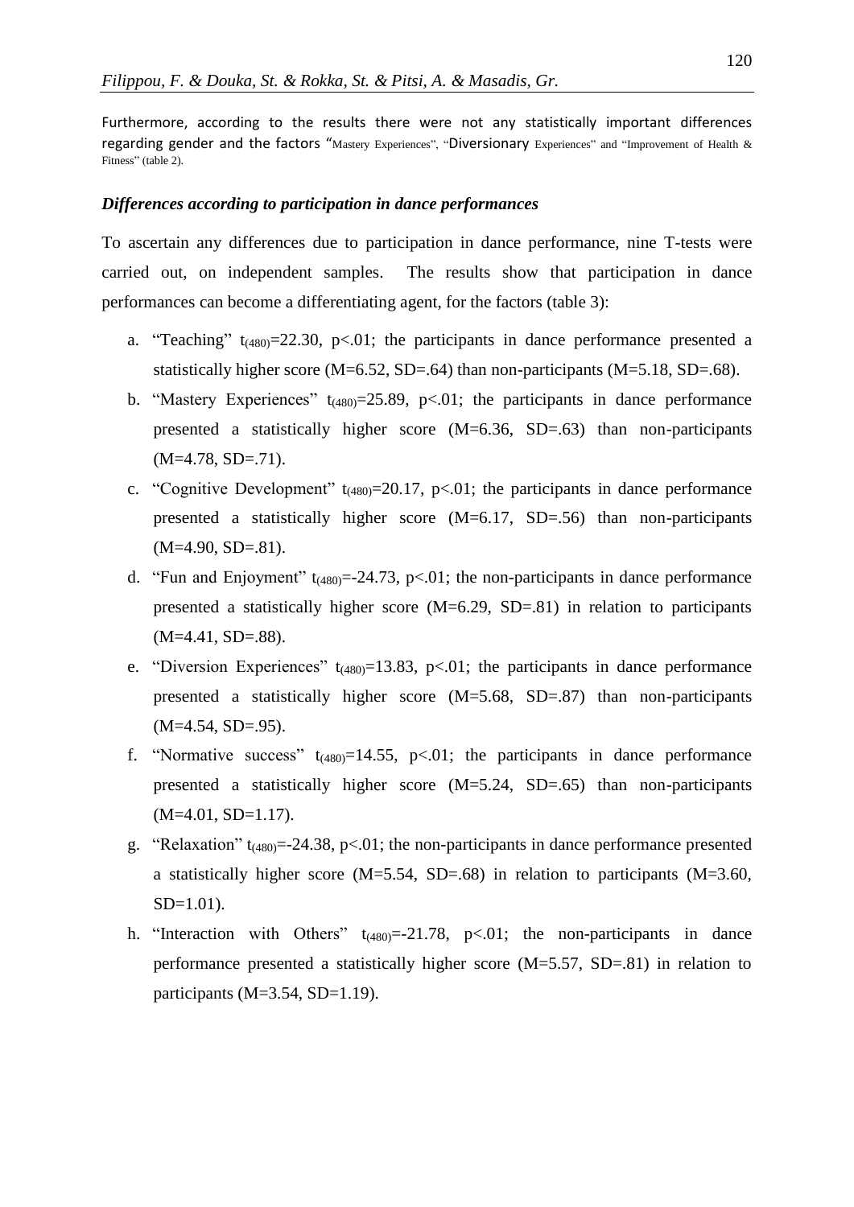Furthermore, according to the results there were not any statistically important differences regarding gender and the factors "Mastery Experiences", "Diversionary Experiences" and "Improvement of Health & Fitness" (table 2).

### *Differences according to participation in dance performances*

To ascertain any differences due to participation in dance performance, nine T-tests were carried out, on independent samples. The results show that participation in dance performances can become a differentiating agent, for the factors (table 3):

a. "Teaching" $t_{(480)}=22.30$, $p<.01$; the participants in dance performance presented a statistically higher score (M=6.52, SD=.64) than non-participants (M=5.18, SD=.68).
b. "Mastery Experiences" $t_{(480)}=25.89$, $p<.01$; the participants in dance performance presented a statistically higher score (M=6.36, SD=.63) than non-participants (M=4.78, SD=.71).
c. "Cognitive Development" $t_{(480)}=20.17$, $p<.01$; the participants in dance performance presented a statistically higher score (M=6.17, SD=.56) than non-participants (M=4.90, SD=.81).
d. "Fun and Enjoyment" $t_{(480)}=-24.73$, $p<.01$; the non-participants in dance performance presented a statistically higher score (M=6.29, SD=.81) in relation to participants (M=4.41, SD=.88).
e. "Diversion Experiences" $t_{(480)}=13.83$, $p<.01$; the participants in dance performance presented a statistically higher score (M=5.68, SD=.87) than non-participants (M=4.54, SD=.95).
f. "Normative success" $t_{(480)}=14.55$, $p<.01$; the participants in dance performance presented a statistically higher score (M=5.24, SD=.65) than non-participants (M=4.01, SD=1.17).
g. "Relaxation" $t_{(480)}=-24.38$, $p<.01$; the non-participants in dance performance presented a statistically higher score (M=5.54, SD=.68) in relation to participants (M=3.60, SD=1.01).
h. "Interaction with Others" $t_{(480)}=-21.78$, $p<.01$; the non-participants in dance performance presented a statistically higher score (M=5.57, SD=.81) in relation to participants (M=3.54, SD=1.19).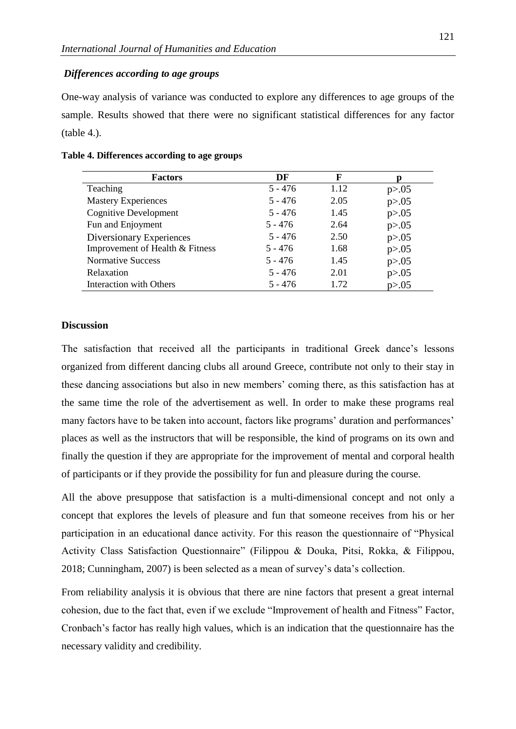### *Differences according to age groups*

One-way analysis of variance was conducted to explore any differences to age groups of the sample. Results showed that there were no significant statistical differences for any factor (table 4.).

**Table 4. Differences according to age groups**

| Factors | DF | F | p |
|---|---|---|---|
| Teaching | 5 - 476 | 1.12 | p>.05 |
| Mastery Experiences | 5 - 476 | 2.05 | p>.05 |
| Cognitive Development | 5 - 476 | 1.45 | p>.05 |
| Fun and Enjoyment | 5 - 476 | 2.64 | p>.05 |
| Diversionary Experiences | 5 - 476 | 2.50 | p>.05 |
| Improvement of Health & Fitness | 5 - 476 | 1.68 | p>.05 |
| Normative Success | 5 - 476 | 1.45 | p>.05 |
| Relaxation | 5 - 476 | 2.01 | p>.05 |
| Interaction with Others | 5 - 476 | 1.72 | p>.05 |

## Discussion

The satisfaction that received all the participants in traditional Greek dance's lessons organized from different dancing clubs all around Greece, contribute not only to their stay in these dancing associations but also in new members' coming there, as this satisfaction has at the same time the role of the advertisement as well. In order to make these programs real many factors have to be taken into account, factors like programs' duration and performances' places as well as the instructors that will be responsible, the kind of programs on its own and finally the question if they are appropriate for the improvement of mental and corporal health of participants or if they provide the possibility for fun and pleasure during the course.

All the above presuppose that satisfaction is a multi-dimensional concept and not only a concept that explores the levels of pleasure and fun that someone receives from his or her participation in an educational dance activity. For this reason the questionnaire of "Physical Activity Class Satisfaction Questionnaire" (Filippou & Douka, Pitsi, Rokka, & Filippou, 2018; Cunningham, 2007) is been selected as a mean of survey's data's collection.

From reliability analysis it is obvious that there are nine factors that present a great internal cohesion, due to the fact that, even if we exclude "Improvement of health and Fitness" Factor, Cronbach's factor has really high values, which is an indication that the questionnaire has the necessary validity and credibility.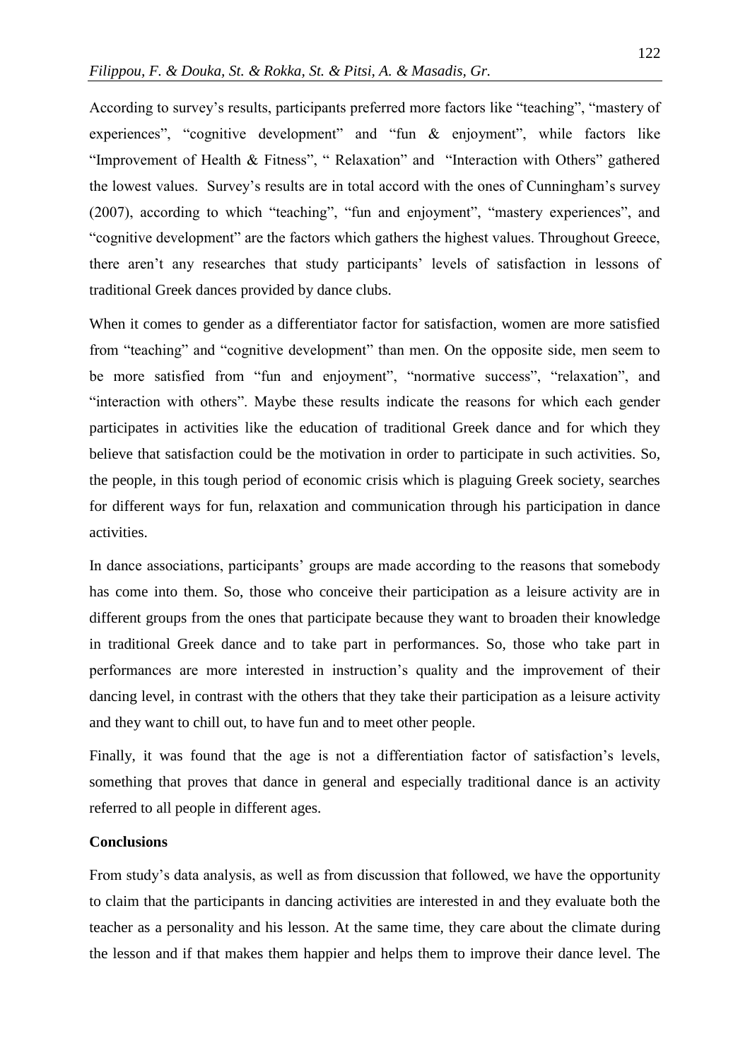According to survey's results, participants preferred more factors like "teaching", "mastery of experiences", "cognitive development" and "fun & enjoyment", while factors like "Improvement of Health & Fitness", " Relaxation" and "Interaction with Others" gathered the lowest values. Survey's results are in total accord with the ones of Cunningham's survey (2007), according to which "teaching", "fun and enjoyment", "mastery experiences", and "cognitive development" are the factors which gathers the highest values. Throughout Greece, there aren't any researches that study participants' levels of satisfaction in lessons of traditional Greek dances provided by dance clubs.

When it comes to gender as a differentiator factor for satisfaction, women are more satisfied from "teaching" and "cognitive development" than men. On the opposite side, men seem to be more satisfied from "fun and enjoyment", "normative success", "relaxation", and "interaction with others". Maybe these results indicate the reasons for which each gender participates in activities like the education of traditional Greek dance and for which they believe that satisfaction could be the motivation in order to participate in such activities. So, the people, in this tough period of economic crisis which is plaguing Greek society, searches for different ways for fun, relaxation and communication through his participation in dance activities.

In dance associations, participants' groups are made according to the reasons that somebody has come into them. So, those who conceive their participation as a leisure activity are in different groups from the ones that participate because they want to broaden their knowledge in traditional Greek dance and to take part in performances. So, those who take part in performances are more interested in instruction's quality and the improvement of their dancing level, in contrast with the others that they take their participation as a leisure activity and they want to chill out, to have fun and to meet other people.

Finally, it was found that the age is not a differentiation factor of satisfaction's levels, something that proves that dance in general and especially traditional dance is an activity referred to all people in different ages.

## Conclusions

From study's data analysis, as well as from discussion that followed, we have the opportunity to claim that the participants in dancing activities are interested in and they evaluate both the teacher as a personality and his lesson. At the same time, they care about the climate during the lesson and if that makes them happier and helps them to improve their dance level. The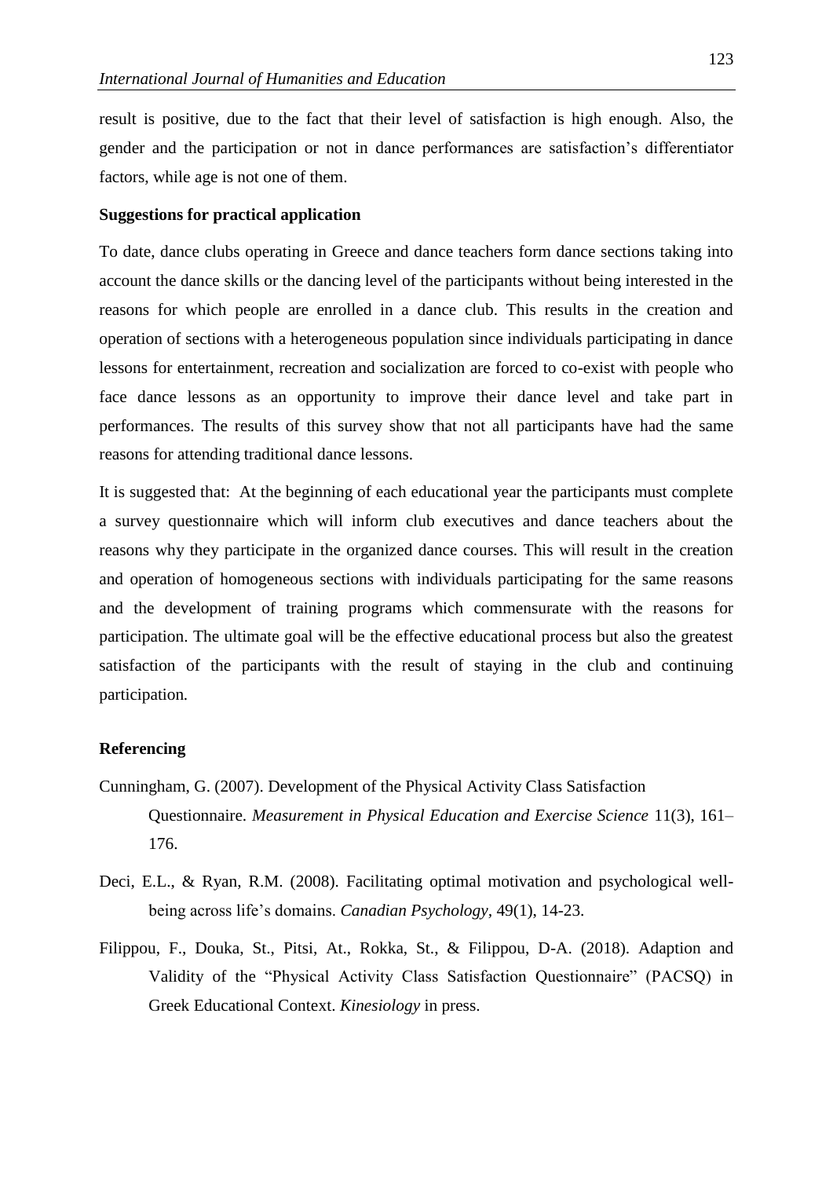result is positive, due to the fact that their level of satisfaction is high enough. Also, the gender and the participation or not in dance performances are satisfaction's differentiator factors, while age is not one of them.

### Suggestions for practical application

To date, dance clubs operating in Greece and dance teachers form dance sections taking into account the dance skills or the dancing level of the participants without being interested in the reasons for which people are enrolled in a dance club. This results in the creation and operation of sections with a heterogeneous population since individuals participating in dance lessons for entertainment, recreation and socialization are forced to co-exist with people who face dance lessons as an opportunity to improve their dance level and take part in performances. The results of this survey show that not all participants have had the same reasons for attending traditional dance lessons.

It is suggested that: At the beginning of each educational year the participants must complete a survey questionnaire which will inform club executives and dance teachers about the reasons why they participate in the organized dance courses. This will result in the creation and operation of homogeneous sections with individuals participating for the same reasons and the development of training programs which commensurate with the reasons for participation. The ultimate goal will be the effective educational process but also the greatest satisfaction of the participants with the result of staying in the club and continuing participation.

### Referencing

Cunningham, G. (2007). Development of the Physical Activity Class Satisfaction Questionnaire. *Measurement in Physical Education and Exercise Science* 11(3), 161–176.

Deci, E.L., & Ryan, R.M. (2008). Facilitating optimal motivation and psychological well-being across life's domains. *Canadian Psychology*, 49(1), 14-23.

Filippou, F., Douka, St., Pitsi, At., Rokka, St., & Filippou, D-A. (2018). Adaption and Validity of the "Physical Activity Class Satisfaction Questionnaire" (PACSQ) in Greek Educational Context. *Kinesiology* in press.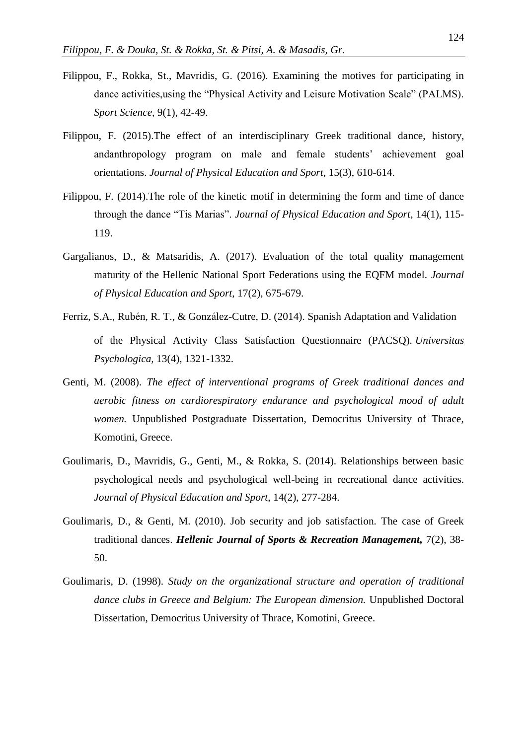Filippou, F., Rokka, St., Mavridis, G. (2016). Examining the motives for participating in dance activities,using the "Physical Activity and Leisure Motivation Scale" (PALMS). *Sport Science*, 9(1), 42-49.

Filippou, F. (2015).The effect of an interdisciplinary Greek traditional dance, history, andanthropology program on male and female students' achievement goal orientations. *Journal of Physical Education and Sport*, 15(3), 610-614.

Filippou, F. (2014).The role of the kinetic motif in determining the form and time of dance through the dance "Tis Marias". *Journal of Physical Education and Sport*, 14(1), 115-119.

Gargalianos, D., & Matsaridis, A. (2017). Evaluation of the total quality management maturity of the Hellenic National Sport Federations using the EQFM model. *Journal of Physical Education and Sport*, 17(2), 675-679.

Ferriz, S.A., Rubén, R. T., & González-Cutre, D. (2014). Spanish Adaptation and Validation of the Physical Activity Class Satisfaction Questionnaire (PACSQ). *Universitas Psychologica*, 13(4), 1321-1332.

Genti, M. (2008). *The effect of interventional programs of Greek traditional dances and aerobic fitness on cardiorespiratory endurance and psychological mood of adult women.* Unpublished Postgraduate Dissertation, Democritus University of Thrace, Komotini, Greece.

Goulimaris, D., Mavridis, G., Genti, M., & Rokka, S. (2014). Relationships between basic psychological needs and psychological well-being in recreational dance activities. *Journal of Physical Education and Sport*, 14(2), 277-284.

Goulimaris, D., & Genti, M. (2010). Job security and job satisfaction. The case of Greek traditional dances. ***Hellenic Journal of Sports & Recreation Management,*** 7(2), 38-50.

Goulimaris, D. (1998). *Study on the organizational structure and operation of traditional dance clubs in Greece and Belgium: The European dimension.* Unpublished Doctoral Dissertation, Democritus University of Thrace, Komotini, Greece.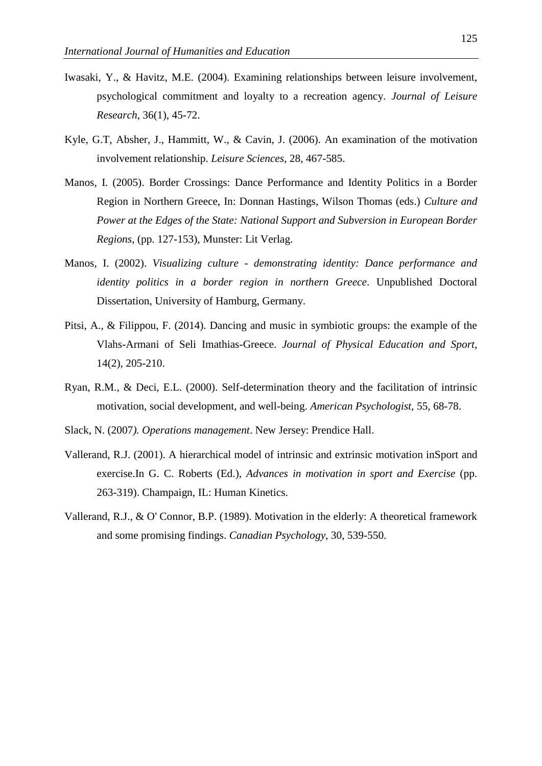Iwasaki, Y., & Havitz, M.E. (2004). Examining relationships between leisure involvement, psychological commitment and loyalty to a recreation agency. *Journal of Leisure Research*, 36(1), 45-72.

Kyle, G.T, Absher, J., Hammitt, W., & Cavin, J. (2006). An examination of the motivation involvement relationship. *Leisure Sciences,* 28, 467-585.

Manos, I. (2005). Border Crossings: Dance Performance and Identity Politics in a Border Region in Northern Greece, In: Donnan Hastings, Wilson Thomas (eds.) *Culture and Power at the Edges of the State: National Support and Subversion in European Border Regions*, (pp. 127-153), Munster: Lit Verlag.

Manos, I. (2002). *Visualizing culture - demonstrating identity: Dance performance and identity politics in a border region in northern Greece*. Unpublished Doctoral Dissertation, University of Hamburg, Germany.

Pitsi, A., & Filippou, F. (2014). Dancing and music in symbiotic groups: the example of the Vlahs-Armani of Seli Imathias-Greece. *Journal of Physical Education and Sport,* 14(2), 205-210.

Ryan, R.M., & Deci, E.L. (2000). Self-determination theory and the facilitation of intrinsic motivation, social development, and well-being. *American Psychologist,* 55, 68-78.

Slack, N. (2007*). Operations management*. New Jersey: Prendice Hall.

Vallerand, R.J. (2001). A hierarchical model of intrinsic and extrinsic motivation inSport and exercise.In G. C. Roberts (Ed.), *Advances in motivation in sport and Exercise* (pp. 263-319). Champaign, IL: Human Kinetics.

Vallerand, R.J., & O' Connor, B.P. (1989). Motivation in the elderly: A theoretical framework and some promising findings. *Canadian Psychology*, 30, 539-550.